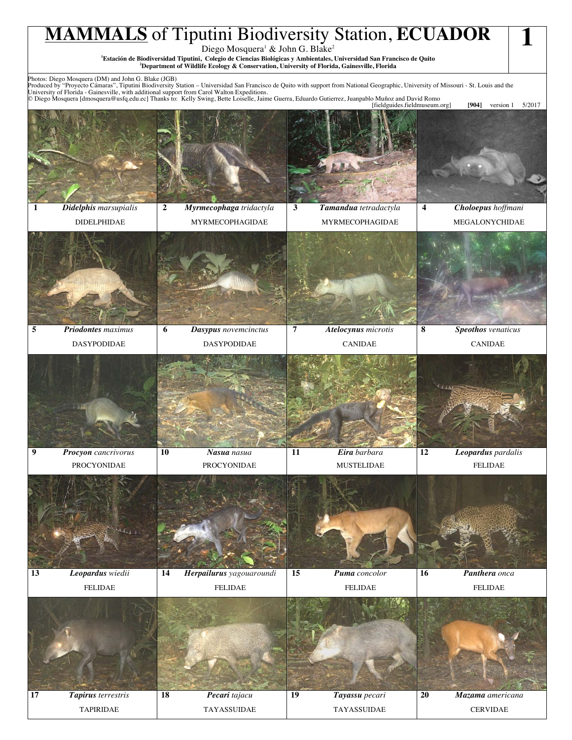# **MAMMALS** of Tiputini Biodiversity Station, **ECUADOR**

**1**

Diego Mosquera[1] & John G. Blake[2]

[1]**Estación de Biodiversidad Tiputini, Colegio de Ciencias Biológicas y Ambientales, Universidad San Francisco de Quito**
[2]**Department of Wildlife Ecology & Conservation, University of Florida, Gainesville, Florida**

Photos: Diego Mosquera (DM) and John G. Blake (JGB)
Produced by "Proyecto Cámaras", Tiputini Biodiversity Station – Universidad San Francisco de Quito with support from National Geographic, University of Missouri - St. Louis and the University of Florida - Gainesville, with additional support from Carol Walton Expeditions.
© Diego Mosquera [dmosquera@usfq.edu.ec] Thanks to: Kelly Swing, Bette Loiselle, Jaime Guerra, Eduardo Gutierrez, Juanpablo Muñoz and David Romo

[fieldguides.fieldmuseum.org] **[904]** version 1 5/2017

| | | | |
|---|---|---|---|
| **1** ***Didelphis*** *marsupialis* DIDELPHIDAE | **2** ***Myrmecophaga*** *tridactyla* MYRMECOPHAGIDAE | **3** ***Tamandua*** *tetradactyla* MYRMECOPHAGIDAE | **4** ***Choloepus*** *hoffmani* MEGALONYCHIDAE |
| **5** ***Priodontes*** *maximus* DASYPODIDAE | **6** ***Dasypus*** *novemcinctus* DASYPODIDAE | **7** ***Atelocynus*** *microtis* CANIDAE | **8** ***Speothos*** *venaticus* CANIDAE |
| **9** ***Procyon*** *cancrivorus* PROCYONIDAE | **10** ***Nasua*** *nasua* PROCYONIDAE | **11** ***Eira*** *barbara* MUSTELIDAE | **12** ***Leopardus*** *pardalis* FELIDAE |
| **13** ***Leopardus*** *wiedii* FELIDAE | **14** ***Herpailurus*** *yagouaroundi* FELIDAE | **15** ***Puma*** *concolor* FELIDAE | **16** ***Panthera*** *onca* FELIDAE |
| **17** ***Tapirus*** *terrestris* TAPIRIDAE | **18** ***Pecari*** *tajacu* TAYASSUIDAE | **19** ***Tayassu*** *pecari* TAYASSUIDAE | **20** ***Mazama*** *americana* CERVIDAE |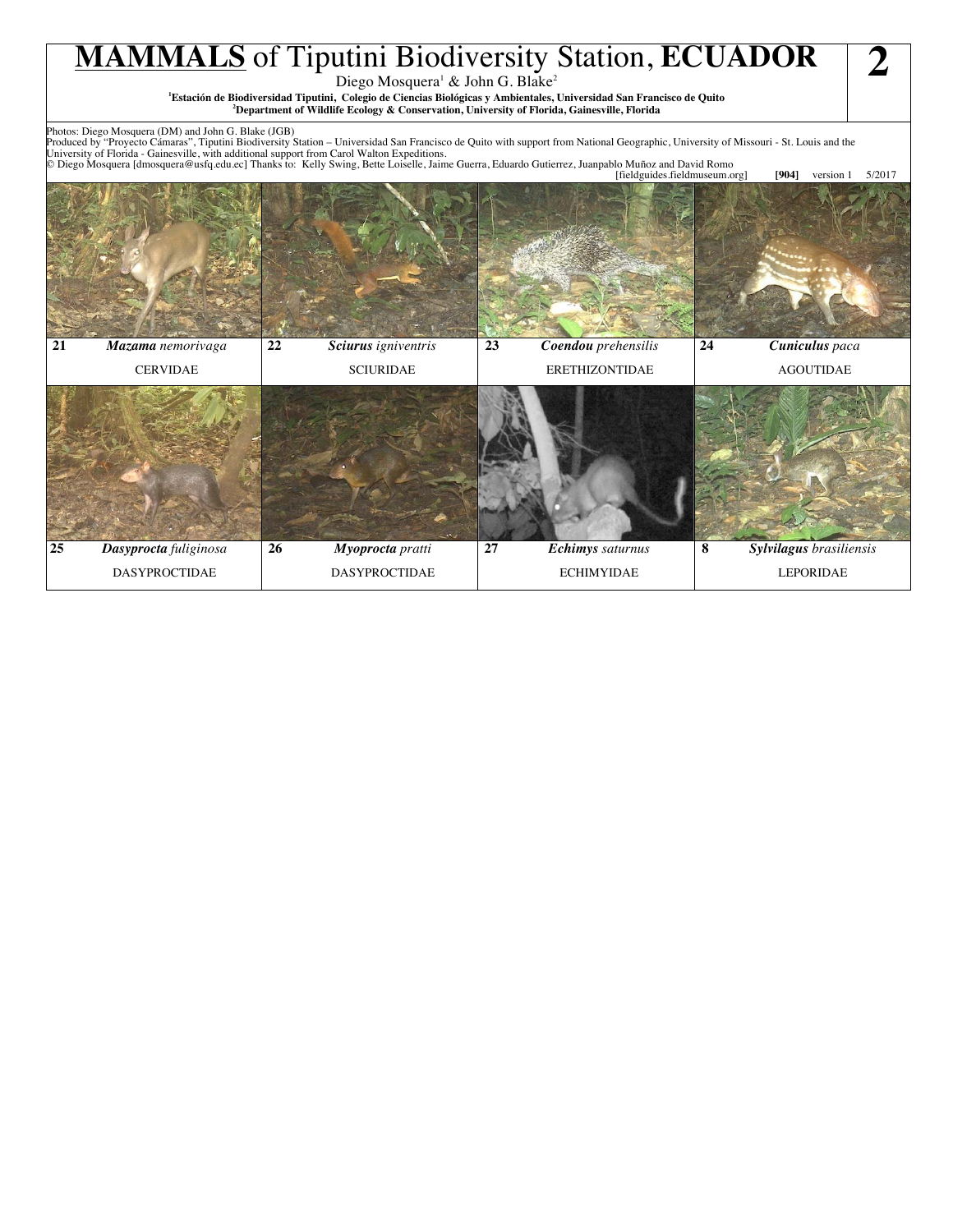# **MAMMALS** of Tiputini Biodiversity Station, **ECUADOR**

**2**

Diego Mosquera[1] & John G. Blake[2]

[1]**Estación de Biodiversidad Tiputini, Colegio de Ciencias Biológicas y Ambientales, Universidad San Francisco de Quito**
[2]**Department of Wildlife Ecology & Conservation, University of Florida, Gainesville, Florida**

Photos: Diego Mosquera (DM) and John G. Blake (JGB)
Produced by "Proyecto Cámaras", Tiputini Biodiversity Station – Universidad San Francisco de Quito with support from National Geographic, University of Missouri - St. Louis and the University of Florida - Gainesville, with additional support from Carol Walton Expeditions.
© Diego Mosquera [dmosquera@usfq.edu.ec] Thanks to: Kelly Swing, Bette Loiselle, Jaime Guerra, Eduardo Gutierrez, Juanpablo Muñoz and David Romo

[fieldguides.fieldmuseum.org] **[904]** version 1 5/2017

| | | | |
|---|---|---|---|
| **21** ***Mazama*** *nemorivaga* | **22** ***Sciurus*** *igniventris* | **23** ***Coendou*** *prehensilis* | **24** ***Cuniculus*** *paca* |
| CERVIDAE | SCIURIDAE | ERETHIZONTIDAE | AGOUTIDAE |
| **25** ***Dasyprocta*** *fuliginosa* | **26** ***Myoprocta*** *pratti* | **27** ***Echimys*** *saturnus* | **8** ***Sylvilagus*** *brasiliensis* |
| DASYPROCTIDAE | DASYPROCTIDAE | ECHIMYIDAE | LEPORIDAE |